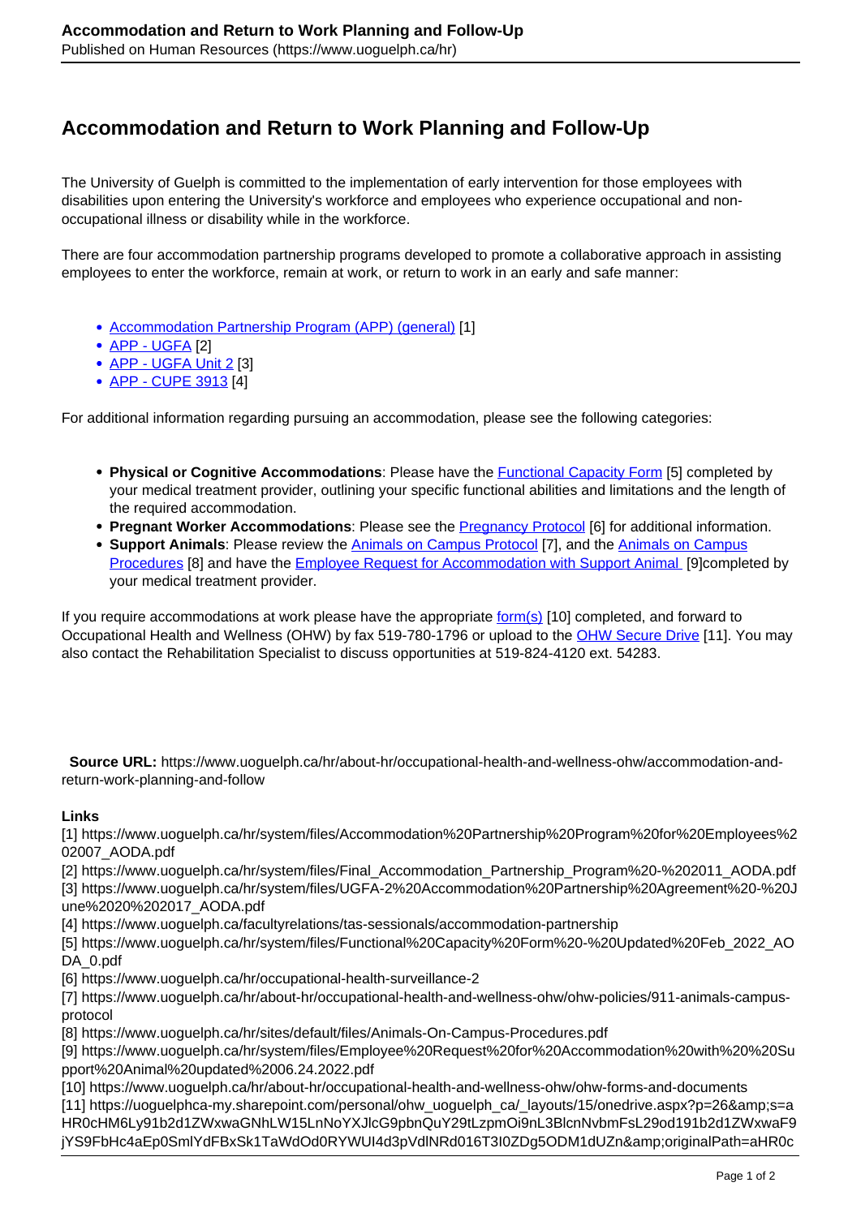# Accommodation and Return to Work Planning and Follow-Up

The University of Guelph is committed to the implementation of early intervention for those employees with disabilities upon entering the University's workforce and employees who experience occupational and non-occupational illness or disability while in the workforce.

There are four accommodation partnership programs developed to promote a collaborative approach in assisting employees to enter the workforce, remain at work, or return to work in an early and safe manner:

- Accommodation Partnership Program (APP) (general) [1]
- APP - UGFA [2]
- APP - UGFA Unit 2 [3]
- APP - CUPE 3913 [4]

For additional information regarding pursuing an accommodation, please see the following categories:

- **Physical or Cognitive Accommodations**: Please have the Functional Capacity Form [5] completed by your medical treatment provider, outlining your specific functional abilities and limitations and the length of the required accommodation.
- **Pregnant Worker Accommodations**: Please see the Pregnancy Protocol [6] for additional information.
- **Support Animals**: Please review the Animals on Campus Protocol [7], and the Animals on Campus Procedures [8] and have the Employee Request for Accommodation with Support Animal [9]completed by your medical treatment provider.

If you require accommodations at work please have the appropriate form(s) [10] completed, and forward to Occupational Health and Wellness (OHW) by fax 519-780-1796 or upload to the OHW Secure Drive [11]. You may also contact the Rehabilitation Specialist to discuss opportunities at 519-824-4120 ext. 54283.

**Source URL:** https://www.uoguelph.ca/hr/about-hr/occupational-health-and-wellness-ohw/accommodation-and-return-work-planning-and-follow

**Links**

[1] https://www.uoguelph.ca/hr/system/files/Accommodation%20Partnership%20Program%20for%20Employees%202007_AODA.pdf
[2] https://www.uoguelph.ca/hr/system/files/Final_Accommodation_Partnership_Program%20-%202011_AODA.pdf
[3] https://www.uoguelph.ca/hr/system/files/UGFA-2%20Accommodation%20Partnership%20Agreement%20-%20June%2020%202017_AODA.pdf
[4] https://www.uoguelph.ca/facultyrelations/tas-sessionals/accommodation-partnership
[5] https://www.uoguelph.ca/hr/system/files/Functional%20Capacity%20Form%20-%20Updated%20Feb_2022_AODA_0.pdf
[6] https://www.uoguelph.ca/hr/occupational-health-surveillance-2
[7] https://www.uoguelph.ca/hr/about-hr/occupational-health-and-wellness-ohw/ohw-policies/911-animals-campus-protocol
[8] https://www.uoguelph.ca/hr/sites/default/files/Animals-On-Campus-Procedures.pdf
[9] https://www.uoguelph.ca/hr/system/files/Employee%20Request%20for%20Accommodation%20with%20%20Support%20Animal%20updated%2006.24.2022.pdf
[10] https://www.uoguelph.ca/hr/about-hr/occupational-health-and-wellness-ohw/ohw-forms-and-documents
[11] https://uoguelphca-my.sharepoint.com/personal/ohw_uoguelph_ca/_layouts/15/onedrive.aspx?p=26&amp;s=aHR0cHM6Ly91b2d1ZWxwaGNhLW15LnNoYXJlcG9pbnQuY29tLzpmOi9nL3BlcnNvbmFsL29od191b2d1ZWxwaF9jYS9FbHc4aEp0SmlYdFBxSk1TaWdOd0RYWUI4d3pVdlNRd016T3I0ZDg5ODM1dUZn&amp;originalPath=aHR0c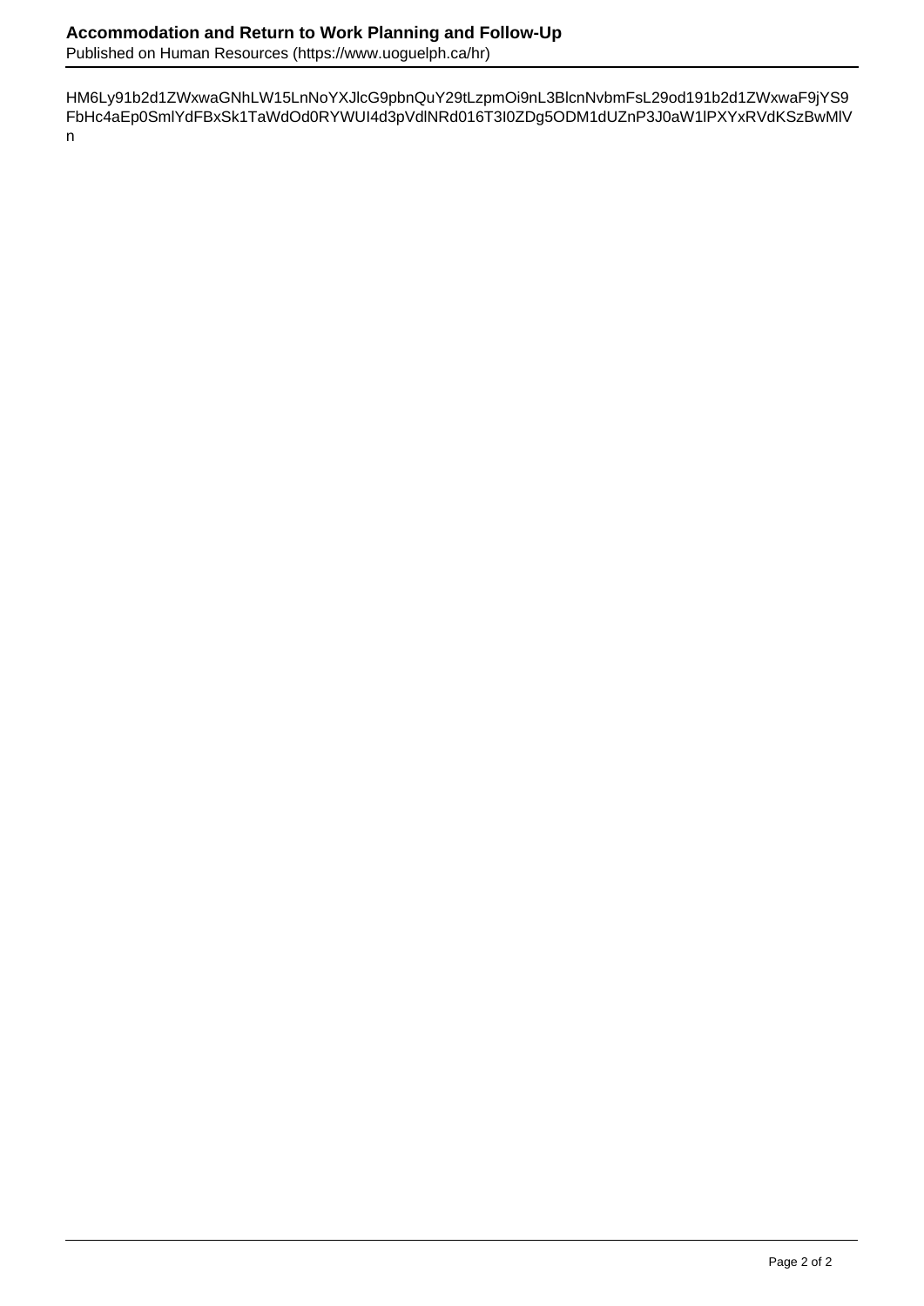HM6Ly91b2d1ZWxwaGNhLW15LnNoYXJlcG9pbnQuY29tLzpmOi9nL3BlcnNvbmFsL29od191b2d1ZWxwaF9jYS9FbHc4aEp0SmlYdFBxSk1TaWdOd0RYWUI4d3pVdlNRd016T3I0ZDg5ODM1dUZnP3J0aW1lPXYxRVdKSzBwMlVn